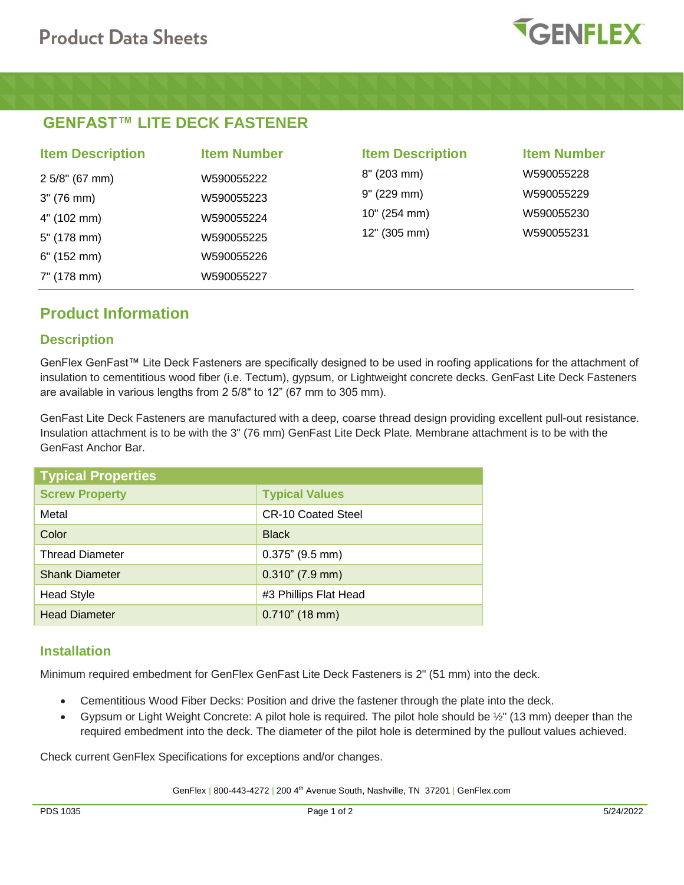# Product Data Sheets

## GENFAST™ LITE DECK FASTENER

| Item Description | Item Number | Item Description | Item Number |
|---|---|---|---|
| 2 5/8" (67 mm) | W590055222 | 8" (203 mm) | W590055228 |
| 3" (76 mm) | W590055223 | 9" (229 mm) | W590055229 |
| 4" (102 mm) | W590055224 | 10" (254 mm) | W590055230 |
| 5" (178 mm) | W590055225 | 12" (305 mm) | W590055231 |
| 6" (152 mm) | W590055226 | | |
| 7" (178 mm) | W590055227 | | |

## Product Information

### Description

GenFlex GenFast™ Lite Deck Fasteners are specifically designed to be used in roofing applications for the attachment of insulation to cementitious wood fiber (i.e. Tectum), gypsum, or Lightweight concrete decks. GenFast Lite Deck Fasteners are available in various lengths from 2 5/8" to 12" (67 mm to 305 mm).

GenFast Lite Deck Fasteners are manufactured with a deep, coarse thread design providing excellent pull-out resistance. Insulation attachment is to be with the 3" (76 mm) GenFast Lite Deck Plate. Membrane attachment is to be with the GenFast Anchor Bar.

| Typical Properties | |
|---|---|
| **Screw Property** | **Typical Values** |
| Metal | CR-10 Coated Steel |
| Color | Black |
| Thread Diameter | 0.375" (9.5 mm) |
| Shank Diameter | 0.310" (7.9 mm) |
| Head Style | #3 Phillips Flat Head |
| Head Diameter | 0.710" (18 mm) |

### Installation

Minimum required embedment for GenFlex GenFast Lite Deck Fasteners is 2" (51 mm) into the deck.

- Cementitious Wood Fiber Decks: Position and drive the fastener through the plate into the deck.
- Gypsum or Light Weight Concrete: A pilot hole is required. The pilot hole should be ½" (13 mm) deeper than the required embedment into the deck. The diameter of the pilot hole is determined by the pullout values achieved.

Check current GenFlex Specifications for exceptions and/or changes.

GenFlex | 800-443-4272 | 200 4th Avenue South, Nashville, TN 37201 | GenFlex.com

PDS 1035 5/24/2022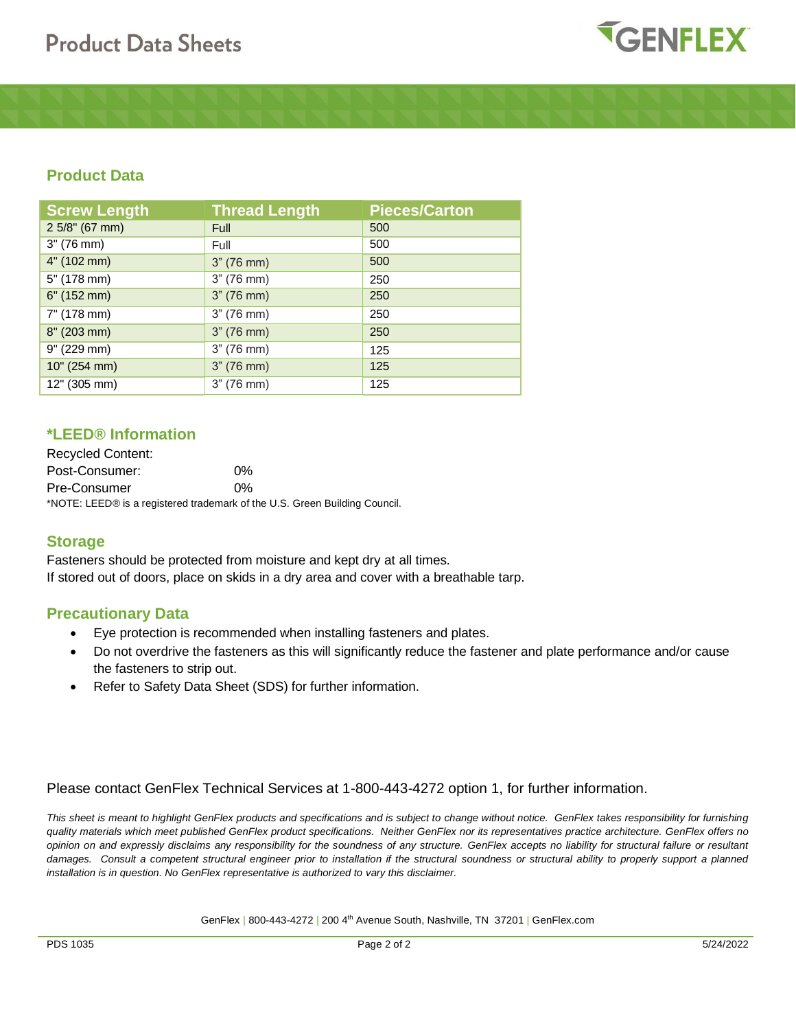## Product Data

| Screw Length | Thread Length | Pieces/Carton |
|---|---|---|
| 2 5/8" (67 mm) | Full | 500 |
| 3" (76 mm) | Full | 500 |
| 4" (102 mm) | 3" (76 mm) | 500 |
| 5" (178 mm) | 3" (76 mm) | 250 |
| 6" (152 mm) | 3" (76 mm) | 250 |
| 7" (178 mm) | 3" (76 mm) | 250 |
| 8" (203 mm) | 3" (76 mm) | 250 |
| 9" (229 mm) | 3" (76 mm) | 125 |
| 10" (254 mm) | 3" (76 mm) | 125 |
| 12" (305 mm) | 3" (76 mm) | 125 |

## *LEED® Information

Recycled Content:

Post-Consumer: 0%

Pre-Consumer 0%

*NOTE: LEED® is a registered trademark of the U.S. Green Building Council.

## Storage

Fasteners should be protected from moisture and kept dry at all times.
If stored out of doors, place on skids in a dry area and cover with a breathable tarp.

## Precautionary Data

- Eye protection is recommended when installing fasteners and plates.
- Do not overdrive the fasteners as this will significantly reduce the fastener and plate performance and/or cause the fasteners to strip out.
- Refer to Safety Data Sheet (SDS) for further information.

Please contact GenFlex Technical Services at 1-800-443-4272 option 1, for further information.

*This sheet is meant to highlight GenFlex products and specifications and is subject to change without notice. GenFlex takes responsibility for furnishing quality materials which meet published GenFlex product specifications. Neither GenFlex nor its representatives practice architecture. GenFlex offers no opinion on and expressly disclaims any responsibility for the soundness of any structure. GenFlex accepts no liability for structural failure or resultant damages. Consult a competent structural engineer prior to installation if the structural soundness or structural ability to properly support a planned installation is in question. No GenFlex representative is authorized to vary this disclaimer.*

GenFlex | 800-443-4272 | 200 4th Avenue South, Nashville, TN 37201 | GenFlex.com

PDS 1035 5/24/2022